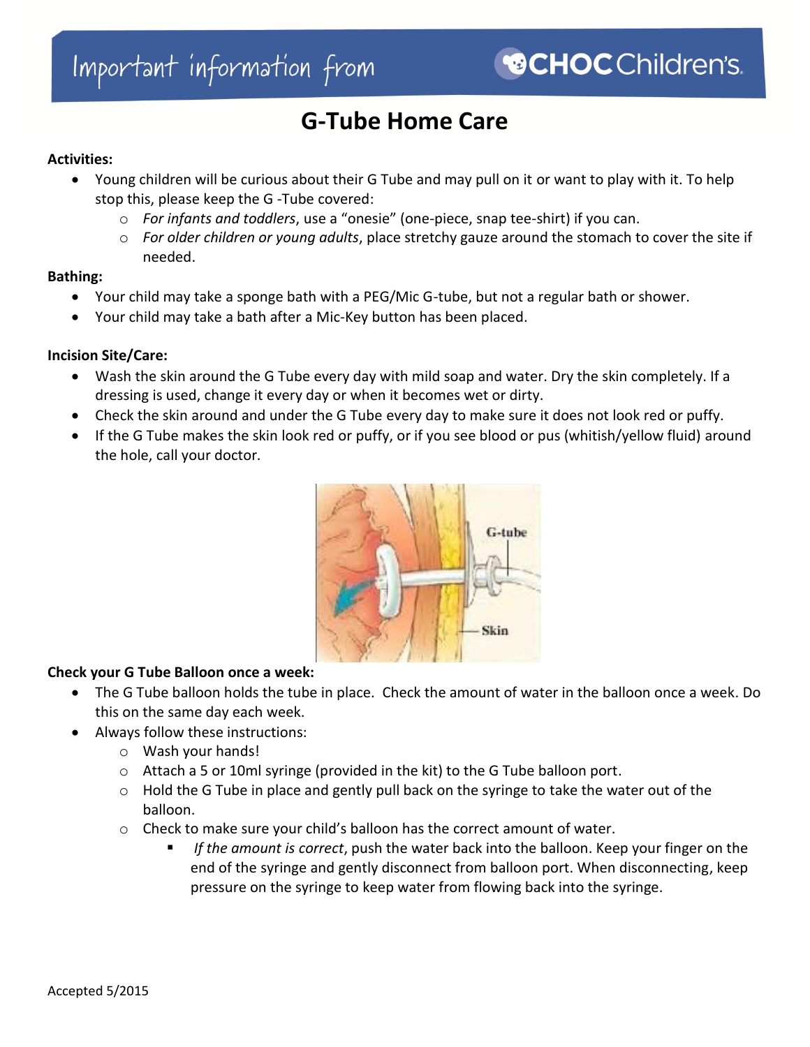Important information from CHOC Children's

# G-Tube Home Care

**Activities:**

- Young children will be curious about their G Tube and may pull on it or want to play with it. To help stop this, please keep the G -Tube covered:
  - *For infants and toddlers*, use a "onesie" (one-piece, snap tee-shirt) if you can.
  - *For older children or young adults*, place stretchy gauze around the stomach to cover the site if needed.

**Bathing:**

- Your child may take a sponge bath with a PEG/Mic G-tube, but not a regular bath or shower.
- Your child may take a bath after a Mic-Key button has been placed.

**Incision Site/Care:**

- Wash the skin around the G Tube every day with mild soap and water. Dry the skin completely. If a dressing is used, change it every day or when it becomes wet or dirty.
- Check the skin around and under the G Tube every day to make sure it does not look red or puffy.
- If the G Tube makes the skin look red or puffy, or if you see blood or pus (whitish/yellow fluid) around the hole, call your doctor.

**Check your G Tube Balloon once a week:**

- The G Tube balloon holds the tube in place. Check the amount of water in the balloon once a week. Do this on the same day each week.
- Always follow these instructions:
  - Wash your hands!
  - Attach a 5 or 10ml syringe (provided in the kit) to the G Tube balloon port.
  - Hold the G Tube in place and gently pull back on the syringe to take the water out of the balloon.
  - Check to make sure your child's balloon has the correct amount of water.
    - *If the amount is correct*, push the water back into the balloon. Keep your finger on the end of the syringe and gently disconnect from balloon port. When disconnecting, keep pressure on the syringe to keep water from flowing back into the syringe.

Accepted 5/2015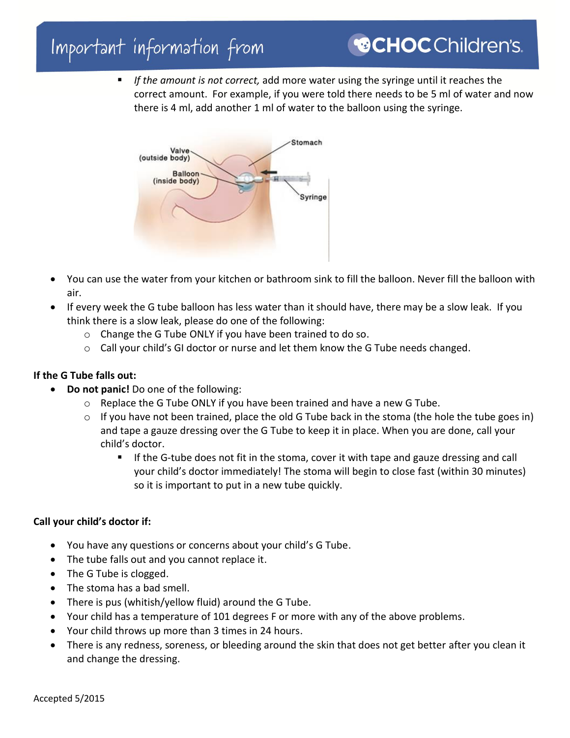- *If the amount is not correct,* add more water using the syringe until it reaches the correct amount. For example, if you were told there needs to be 5 ml of water and now there is 4 ml, add another 1 ml of water to the balloon using the syringe.

Valve (outside body)
Stomach
Balloon (inside body)
Syringe

- You can use the water from your kitchen or bathroom sink to fill the balloon. Never fill the balloon with air.
- If every week the G tube balloon has less water than it should have, there may be a slow leak. If you think there is a slow leak, please do one of the following:
  - Change the G Tube ONLY if you have been trained to do so.
  - Call your child's GI doctor or nurse and let them know the G Tube needs changed.

**If the G Tube falls out:**

- **Do not panic!** Do one of the following:
  - Replace the G Tube ONLY if you have been trained and have a new G Tube.
  - If you have not been trained, place the old G Tube back in the stoma (the hole the tube goes in) and tape a gauze dressing over the G Tube to keep it in place. When you are done, call your child's doctor.
    - If the G-tube does not fit in the stoma, cover it with tape and gauze dressing and call your child's doctor immediately! The stoma will begin to close fast (within 30 minutes) so it is important to put in a new tube quickly.

**Call your child's doctor if:**

- You have any questions or concerns about your child's G Tube.
- The tube falls out and you cannot replace it.
- The G Tube is clogged.
- The stoma has a bad smell.
- There is pus (whitish/yellow fluid) around the G Tube.
- Your child has a temperature of 101 degrees F or more with any of the above problems.
- Your child throws up more than 3 times in 24 hours.
- There is any redness, soreness, or bleeding around the skin that does not get better after you clean it and change the dressing.

Accepted 5/2015